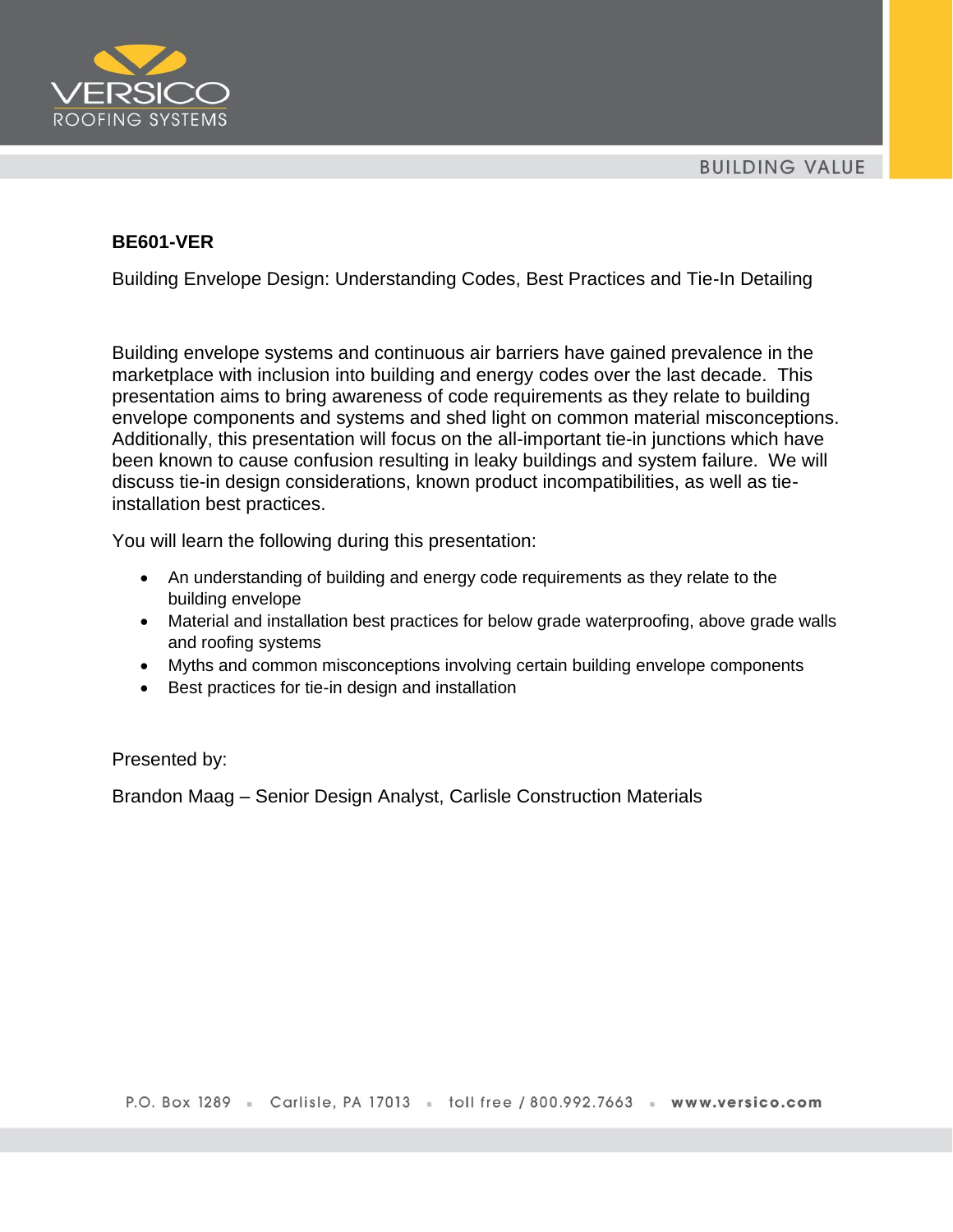VERSICO
ROOFING SYSTEMS

BUILDING VALUE

**BE601-VER**

Building Envelope Design: Understanding Codes, Best Practices and Tie-In Detailing

Building envelope systems and continuous air barriers have gained prevalence in the marketplace with inclusion into building and energy codes over the last decade. This presentation aims to bring awareness of code requirements as they relate to building envelope components and systems and shed light on common material misconceptions. Additionally, this presentation will focus on the all-important tie-in junctions which have been known to cause confusion resulting in leaky buildings and system failure. We will discuss tie-in design considerations, known product incompatibilities, as well as tie-installation best practices.

You will learn the following during this presentation:

- An understanding of building and energy code requirements as they relate to the building envelope
- Material and installation best practices for below grade waterproofing, above grade walls and roofing systems
- Myths and common misconceptions involving certain building envelope components
- Best practices for tie-in design and installation

Presented by:

Brandon Maag – Senior Design Analyst, Carlisle Construction Materials

P.O. Box 1289 ▪ Carlisle, PA 17013 ▪ toll free / 800.992.7663 ▪ **www.versico.com**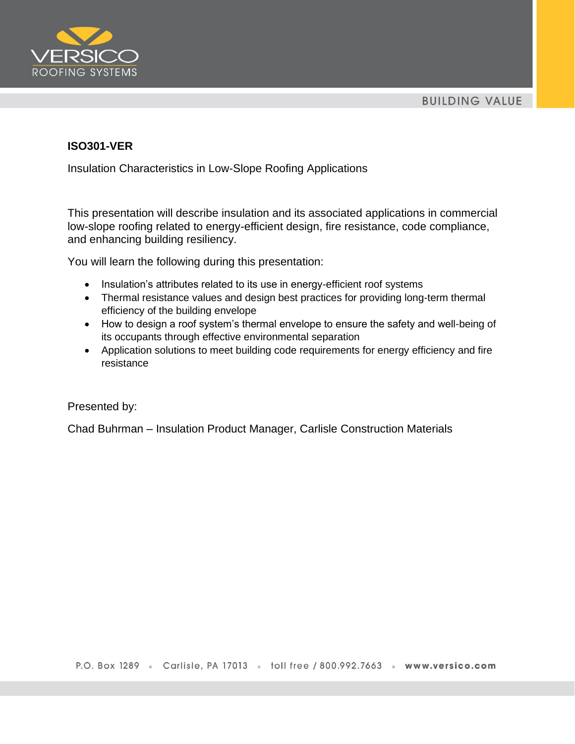**ISO301-VER**

Insulation Characteristics in Low-Slope Roofing Applications

This presentation will describe insulation and its associated applications in commercial low-slope roofing related to energy-efficient design, fire resistance, code compliance, and enhancing building resiliency.

You will learn the following during this presentation:

- Insulation's attributes related to its use in energy-efficient roof systems
- Thermal resistance values and design best practices for providing long-term thermal efficiency of the building envelope
- How to design a roof system's thermal envelope to ensure the safety and well-being of its occupants through effective environmental separation
- Application solutions to meet building code requirements for energy efficiency and fire resistance

Presented by:

Chad Buhrman – Insulation Product Manager, Carlisle Construction Materials